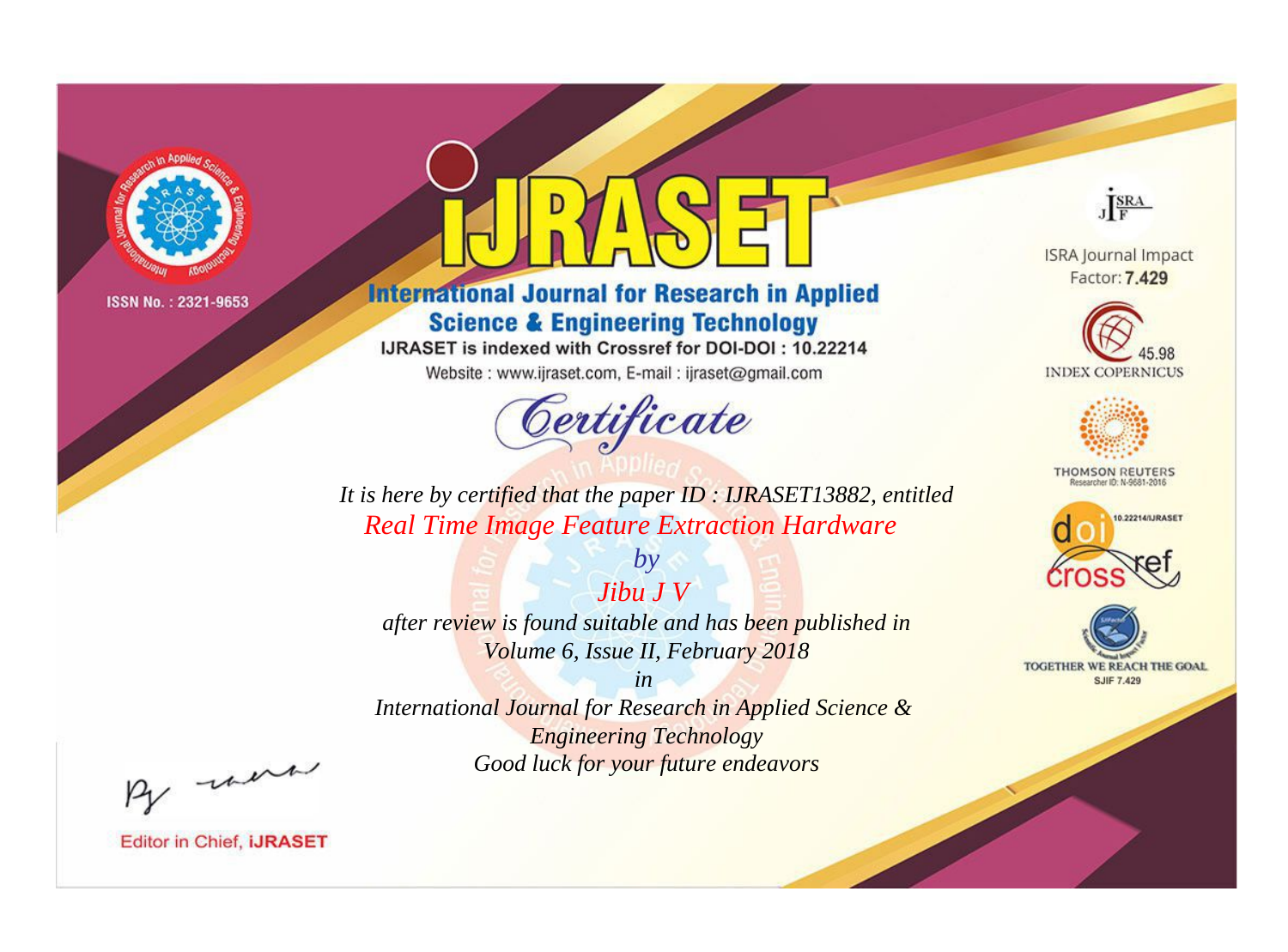ISSN No. : 2321-9653

# IJRASET

## International Journal for Research in Applied Science & Engineering Technology

IJRASET is indexed with Crossref for DOI-DOI : 10.22214

Website : www.ijraset.com, E-mail : ijraset@gmail.com

ISRA Journal Impact Factor: **7.429**

45.98 INDEX COPERNICUS

THOMSON REUTERS Researcher ID: N-9681-2016

10.22214/IJRASET

TOGETHER WE REACH THE GOAL SJIF 7.429

# *Certificate*

*It is here by certified that the paper ID : IJRASET13882, entitled*

*Real Time Image Feature Extraction Hardware*

*by*

*Jibu J V*

*after review is found suitable and has been published in*

*Volume 6, Issue II, February 2018*

*in*

*International Journal for Research in Applied Science & Engineering Technology*

*Good luck for your future endeavors*

Editor in Chief, **IJRASET**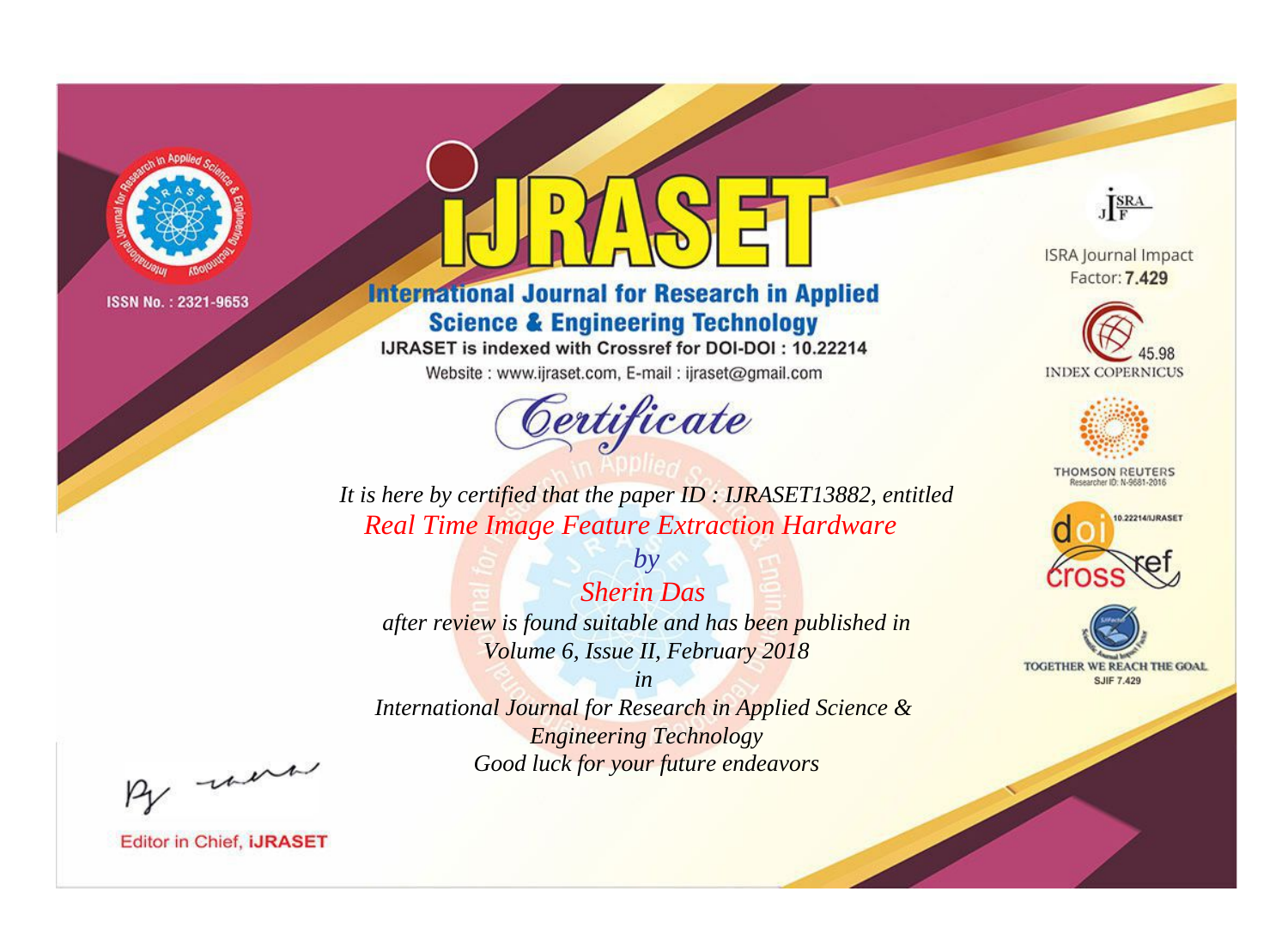ISSN No. : 2321-9653

# IJRASET

## International Journal for Research in Applied Science & Engineering Technology

IJRASET is indexed with Crossref for DOI-DOI : 10.22214

Website : www.ijraset.com, E-mail : ijraset@gmail.com

ISRA Journal Impact Factor: **7.429**

45.98 INDEX COPERNICUS

THOMSON REUTERS Researcher ID: N-9681-2016

10.22214/IJRASET

TOGETHER WE REACH THE GOAL SJIF 7.429

# *Certificate*

*It is here by certified that the paper ID : IJRASET13882, entitled*

*Real Time Image Feature Extraction Hardware*

*by*

*Sherin Das*

*after review is found suitable and has been published in*

*Volume 6, Issue II, February 2018*

*in*

*International Journal for Research in Applied Science & Engineering Technology*

*Good luck for your future endeavors*

Editor in Chief, **iJRASET**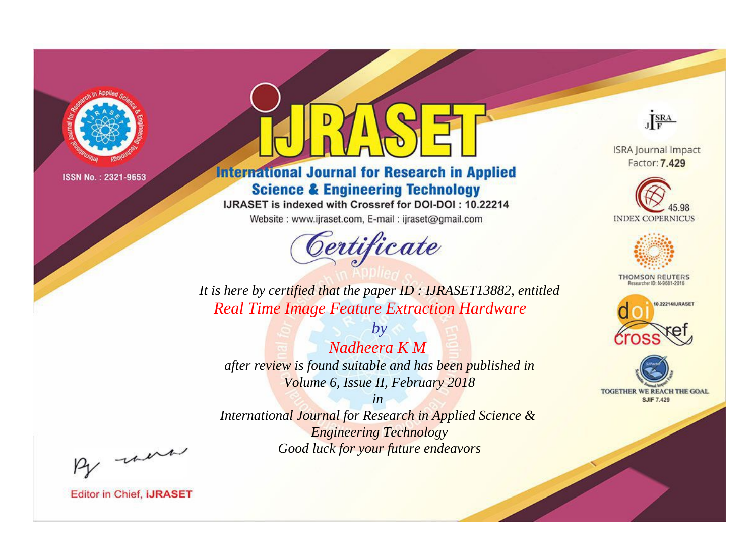ISSN No. : 2321-9653

# iJRASET

## International Journal for Research in Applied Science & Engineering Technology

IJRASET is indexed with Crossref for DOI-DOI : 10.22214

Website : www.ijraset.com, E-mail : ijraset@gmail.com

# *Certificate*

*It is here by certified that the paper ID : IJRASET13882, entitled*

*Real Time Image Feature Extraction Hardware*

*by*

*Nadheera K M*

*after review is found suitable and has been published in*

*Volume 6, Issue II, February 2018*

*in*

*International Journal for Research in Applied Science & Engineering Technology*

*Good luck for your future endeavors*

ISRA Journal Impact Factor: **7.429**

45.98 INDEX COPERNICUS

THOMSON REUTERS Researcher ID: N-9681-2016

10.22214/IJRASET

TOGETHER WE REACH THE GOAL SJIF 7.429

Editor in Chief, **iJRASET**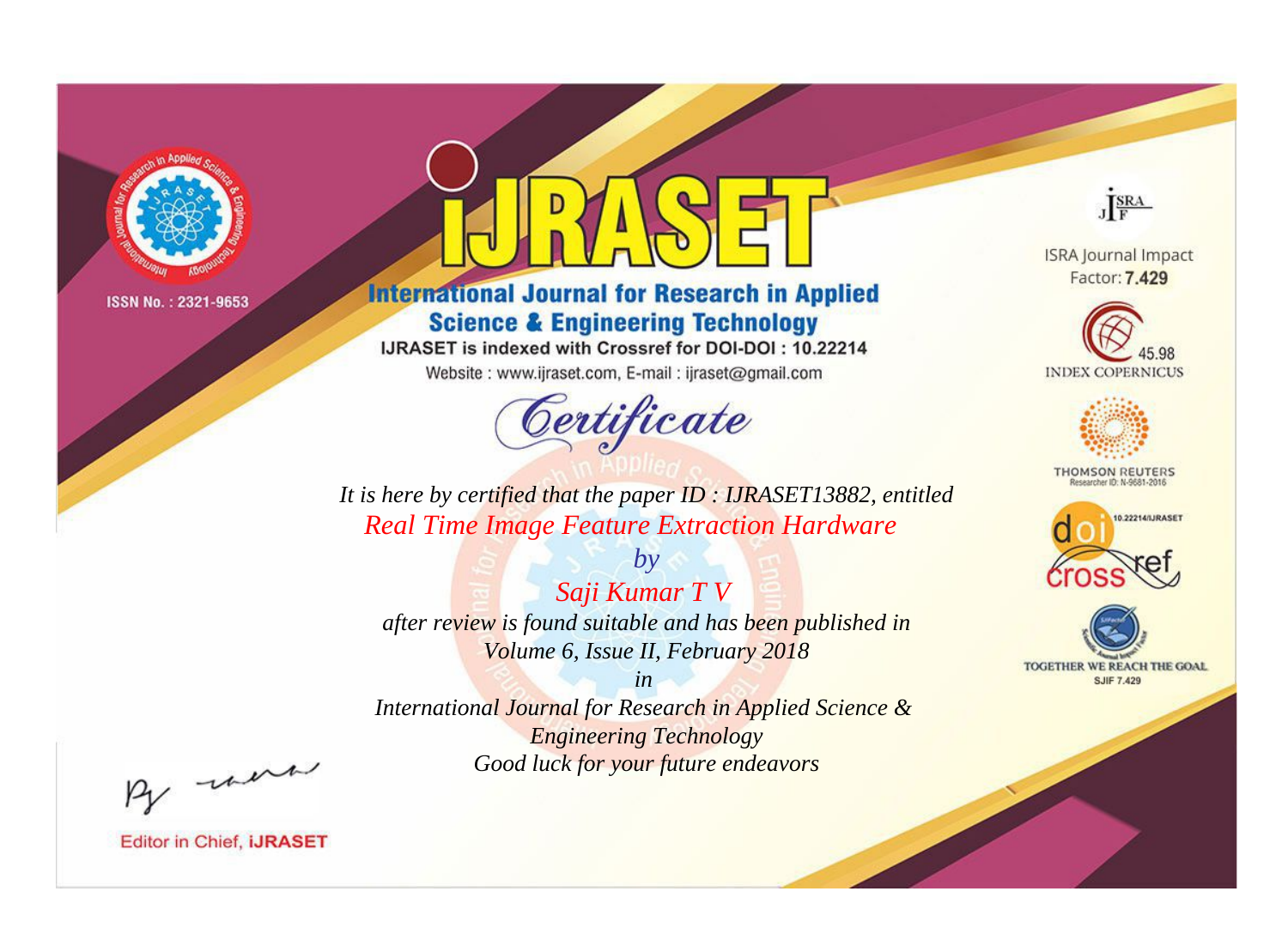ISSN No. : 2321-9653

# iJRASET

## International Journal for Research in Applied Science & Engineering Technology

IJRASET is indexed with Crossref for DOI-DOI : 10.22214

Website : www.ijraset.com, E-mail : ijraset@gmail.com

# Certificate

*It is here by certified that the paper ID : IJRASET13882, entitled*

*Real Time Image Feature Extraction Hardware*

*by*

*Saji Kumar T V*

*after review is found suitable and has been published in*

*Volume 6, Issue II, February 2018*

*in*

*International Journal for Research in Applied Science & Engineering Technology*

*Good luck for your future endeavors*

ISRA Journal Impact Factor: **7.429**

45.98 INDEX COPERNICUS

THOMSON REUTERS Researcher ID: N-9681-2016

10.22214/IJRASET

TOGETHER WE REACH THE GOAL SJIF 7.429

Editor in Chief, **iJRASET**